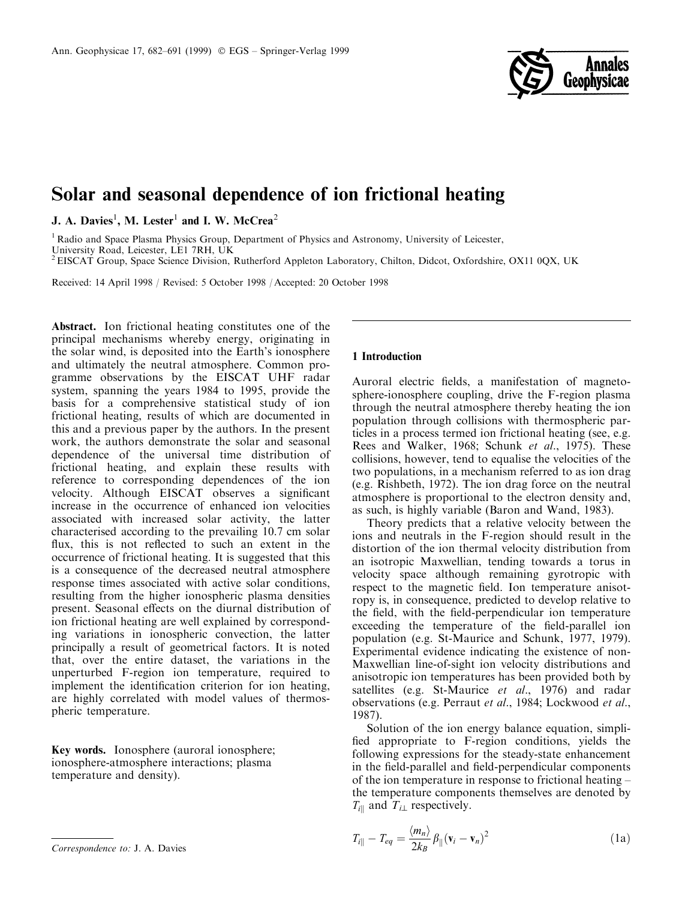# Solar and seasonal dependence of ion frictional heating

**J. A. Davies**[1], **M. Lester**[1] **and I. W. McCrea**[2]

[1] Radio and Space Plasma Physics Group, Department of Physics and Astronomy, University of Leicester, University Road, Leicester, LE1 7RH, UK

[2] EISCAT Group, Space Science Division, Rutherford Appleton Laboratory, Chilton, Didcot, Oxfordshire, OX11 0QX, UK

Received: 14 April 1998 / Revised: 5 October 1998 / Accepted: 20 October 1998

**Abstract.** Ion frictional heating constitutes one of the principal mechanisms whereby energy, originating in the solar wind, is deposited into the Earth's ionosphere and ultimately the neutral atmosphere. Common programme observations by the EISCAT UHF radar system, spanning the years 1984 to 1995, provide the basis for a comprehensive statistical study of ion frictional heating, results of which are documented in this and a previous paper by the authors. In the present work, the authors demonstrate the solar and seasonal dependence of the universal time distribution of frictional heating, and explain these results with reference to corresponding dependences of the ion velocity. Although EISCAT observes a significant increase in the occurrence of enhanced ion velocities associated with increased solar activity, the latter characterised according to the prevailing 10.7 cm solar flux, this is not reflected to such an extent in the occurrence of frictional heating. It is suggested that this is a consequence of the decreased neutral atmosphere response times associated with active solar conditions, resulting from the higher ionospheric plasma densities present. Seasonal effects on the diurnal distribution of ion frictional heating are well explained by corresponding variations in ionospheric convection, the latter principally a result of geometrical factors. It is noted that, over the entire dataset, the variations in the unperturbed F-region ion temperature, required to implement the identification criterion for ion heating, are highly correlated with model values of thermospheric temperature.

**Key words.** Ionosphere (auroral ionosphere; ionosphere-atmosphere interactions; plasma temperature and density).

*Correspondence to:* J. A. Davies

## 1 Introduction

Auroral electric fields, a manifestation of magnetosphere-ionosphere coupling, drive the F-region plasma through the neutral atmosphere thereby heating the ion population through collisions with thermospheric particles in a process termed ion frictional heating (see, e.g. Rees and Walker, 1968; Schunk *et al*., 1975). These collisions, however, tend to equalise the velocities of the two populations, in a mechanism referred to as ion drag (e.g. Rishbeth, 1972). The ion drag force on the neutral atmosphere is proportional to the electron density and, as such, is highly variable (Baron and Wand, 1983).

Theory predicts that a relative velocity between the ions and neutrals in the F-region should result in the distortion of the ion thermal velocity distribution from an isotropic Maxwellian, tending towards a torus in velocity space although remaining gyrotropic with respect to the magnetic field. Ion temperature anisotropy is, in consequence, predicted to develop relative to the field, with the field-perpendicular ion temperature exceeding the temperature of the field-parallel ion population (e.g. St-Maurice and Schunk, 1977, 1979). Experimental evidence indicating the existence of non-Maxwellian line-of-sight ion velocity distributions and anisotropic ion temperatures has been provided both by satellites (e.g. St-Maurice *et al*., 1976) and radar observations (e.g. Perraut *et al*., 1984; Lockwood *et al*., 1987).

Solution of the ion energy balance equation, simplified appropriate to F-region conditions, yields the following expressions for the steady-state enhancement in the field-parallel and field-perpendicular components of the ion temperature in response to frictional heating – the temperature components themselves are denoted by $T_{i\|}$ and $T_{i\perp}$ respectively.

$$T_{i\|} - T_{eq} = \frac{\langle m_n \rangle}{2k_B} \beta_{\|} (\mathbf{v}_i - \mathbf{v}_n)^2 \tag{1a}$$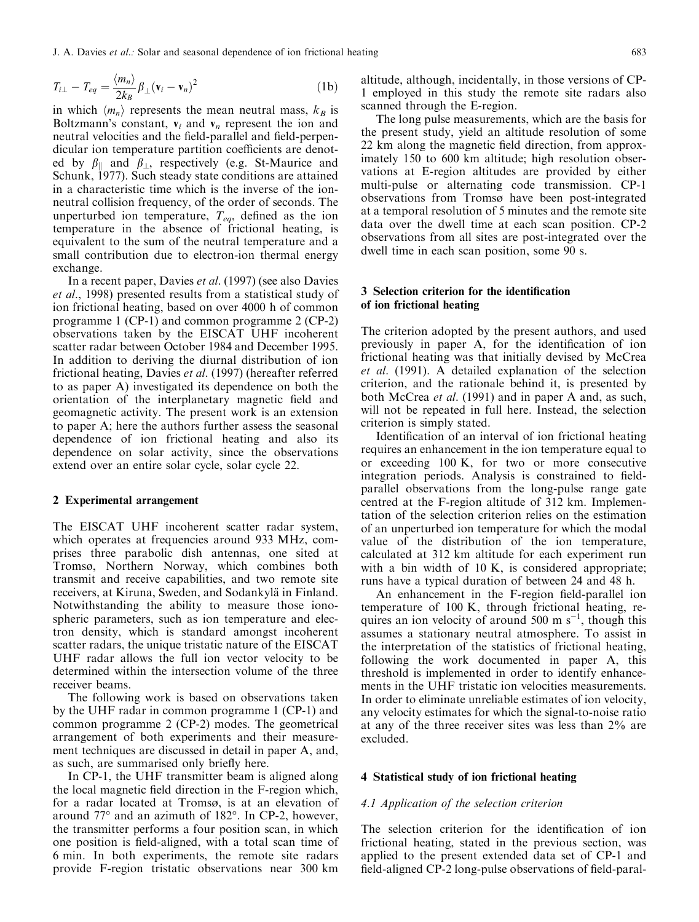$$T_{i\perp} - T_{eq} = \frac{\langle m_n \rangle}{2k_B} \beta_\perp (\mathbf{v}_i - \mathbf{v}_n)^2 \tag{1b}$$

in which $\langle m_n \rangle$ represents the mean neutral mass, $k_B$ is Boltzmann's constant, $\mathbf{v}_i$ and $\mathbf{v}_n$ represent the ion and neutral velocities and the field-parallel and field-perpendicular ion temperature partition coefficients are denoted by $\beta_\parallel$ and $\beta_\perp$, respectively (e.g. St-Maurice and Schunk, 1977). Such steady state conditions are attained in a characteristic time which is the inverse of the ion-neutral collision frequency, of the order of seconds. The unperturbed ion temperature, $T_{eq}$, defined as the ion temperature in the absence of frictional heating, is equivalent to the sum of the neutral temperature and a small contribution due to electron-ion thermal energy exchange.

In a recent paper, Davies *et al.* (1997) (see also Davies *et al.*, 1998) presented results from a statistical study of ion frictional heating, based on over 4000 h of common programme 1 (CP-1) and common programme 2 (CP-2) observations taken by the EISCAT UHF incoherent scatter radar between October 1984 and December 1995. In addition to deriving the diurnal distribution of ion frictional heating, Davies *et al.* (1997) (hereafter referred to as paper A) investigated its dependence on both the orientation of the interplanetary magnetic field and geomagnetic activity. The present work is an extension to paper A; here the authors further assess the seasonal dependence of ion frictional heating and also its dependence on solar activity, since the observations extend over an entire solar cycle, solar cycle 22.

## 2 Experimental arrangement

The EISCAT UHF incoherent scatter radar system, which operates at frequencies around 933 MHz, comprises three parabolic dish antennas, one sited at Tromsø, Northern Norway, which combines both transmit and receive capabilities, and two remote site receivers, at Kiruna, Sweden, and Sodankylä in Finland. Notwithstanding the ability to measure those ionospheric parameters, such as ion temperature and electron density, which is standard amongst incoherent scatter radars, the unique tristatic nature of the EISCAT UHF radar allows the full ion vector velocity to be determined within the intersection volume of the three receiver beams.

The following work is based on observations taken by the UHF radar in common programme 1 (CP-1) and common programme 2 (CP-2) modes. The geometrical arrangement of both experiments and their measurement techniques are discussed in detail in paper A, and, as such, are summarised only briefly here.

In CP-1, the UHF transmitter beam is aligned along the local magnetic field direction in the F-region which, for a radar located at Tromsø, is at an elevation of around 77° and an azimuth of 182°. In CP-2, however, the transmitter performs a four position scan, in which one position is field-aligned, with a total scan time of 6 min. In both experiments, the remote site radars provide F-region tristatic observations near 300 km altitude, although, incidentally, in those versions of CP-1 employed in this study the remote site radars also scanned through the E-region.

The long pulse measurements, which are the basis for the present study, yield an altitude resolution of some 22 km along the magnetic field direction, from approximately 150 to 600 km altitude; high resolution observations at E-region altitudes are provided by either multi-pulse or alternating code transmission. CP-1 observations from Tromsø have been post-integrated at a temporal resolution of 5 minutes and the remote site data over the dwell time at each scan position. CP-2 observations from all sites are post-integrated over the dwell time in each scan position, some 90 s.

## 3 Selection criterion for the identification of ion frictional heating

The criterion adopted by the present authors, and used previously in paper A, for the identification of ion frictional heating was that initially devised by McCrea *et al.* (1991). A detailed explanation of the selection criterion, and the rationale behind it, is presented by both McCrea *et al.* (1991) and in paper A and, as such, will not be repeated in full here. Instead, the selection criterion is simply stated.

Identification of an interval of ion frictional heating requires an enhancement in the ion temperature equal to or exceeding 100 K, for two or more consecutive integration periods. Analysis is constrained to field-parallel observations from the long-pulse range gate centred at the F-region altitude of 312 km. Implementation of the selection criterion relies on the estimation of an unperturbed ion temperature for which the modal value of the distribution of the ion temperature, calculated at 312 km altitude for each experiment run with a bin width of 10 K, is considered appropriate; runs have a typical duration of between 24 and 48 h.

An enhancement in the F-region field-parallel ion temperature of 100 K, through frictional heating, requires an ion velocity of around 500 m s$^{-1}$, though this assumes a stationary neutral atmosphere. To assist in the interpretation of the statistics of frictional heating, following the work documented in paper A, this threshold is implemented in order to identify enhancements in the UHF tristatic ion velocities measurements. In order to eliminate unreliable estimates of ion velocity, any velocity estimates for which the signal-to-noise ratio at any of the three receiver sites was less than 2% are excluded.

## 4 Statistical study of ion frictional heating

### 4.1 Application of the selection criterion

The selection criterion for the identification of ion frictional heating, stated in the previous section, was applied to the present extended data set of CP-1 and field-aligned CP-2 long-pulse observations of field-paral-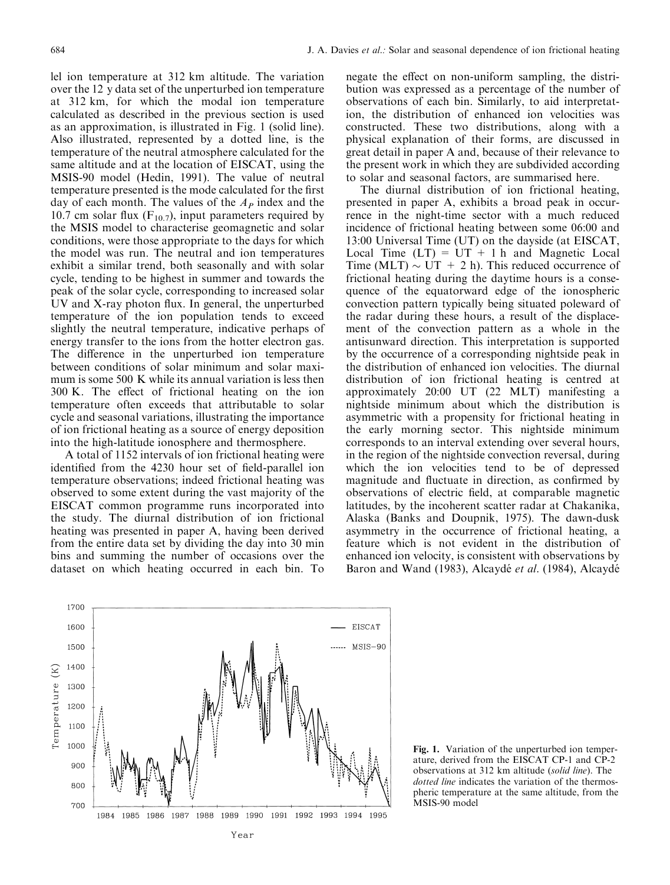lel ion temperature at 312 km altitude. The variation over the 12 y data set of the unperturbed ion temperature at 312 km, for which the modal ion temperature calculated as described in the previous section is used as an approximation, is illustrated in Fig. 1 (solid line). Also illustrated, represented by a dotted line, is the temperature of the neutral atmosphere calculated for the same altitude and at the location of EISCAT, using the MSIS-90 model (Hedin, 1991). The value of neutral temperature presented is the mode calculated for the first day of each month. The values of the $A_P$ index and the 10.7 cm solar flux ($F_{10.7}$), input parameters required by the MSIS model to characterise geomagnetic and solar conditions, were those appropriate to the days for which the model was run. The neutral and ion temperatures exhibit a similar trend, both seasonally and with solar cycle, tending to be highest in summer and towards the peak of the solar cycle, corresponding to increased solar UV and X-ray photon flux. In general, the unperturbed temperature of the ion population tends to exceed slightly the neutral temperature, indicative perhaps of energy transfer to the ions from the hotter electron gas. The difference in the unperturbed ion temperature between conditions of solar minimum and solar maximum is some 500 K while its annual variation is less then 300 K. The effect of frictional heating on the ion temperature often exceeds that attributable to solar cycle and seasonal variations, illustrating the importance of ion frictional heating as a source of energy deposition into the high-latitude ionosphere and thermosphere.

A total of 1152 intervals of ion frictional heating were identified from the 4230 hour set of field-parallel ion temperature observations; indeed frictional heating was observed to some extent during the vast majority of the EISCAT common programme runs incorporated into the study. The diurnal distribution of ion frictional heating was presented in paper A, having been derived from the entire data set by dividing the day into 30 min bins and summing the number of occasions over the dataset on which heating occurred in each bin. To negate the effect on non-uniform sampling, the distribution was expressed as a percentage of the number of observations of each bin. Similarly, to aid interpretation, the distribution of enhanced ion velocities was constructed. These two distributions, along with a physical explanation of their forms, are discussed in great detail in paper A and, because of their relevance to the present work in which they are subdivided according to solar and seasonal factors, are summarised here.

The diurnal distribution of ion frictional heating, presented in paper A, exhibits a broad peak in occurrence in the night-time sector with a much reduced incidence of frictional heating between some 06:00 and 13:00 Universal Time (UT) on the dayside (at EISCAT, Local Time (LT) = UT + 1 h and Magnetic Local Time (MLT) ~ UT + 2 h). This reduced occurrence of frictional heating during the daytime hours is a consequence of the equatorward edge of the ionospheric convection pattern typically being situated poleward of the radar during these hours, a result of the displacement of the convection pattern as a whole in the antisunward direction. This interpretation is supported by the occurrence of a corresponding nightside peak in the distribution of enhanced ion velocities. The diurnal distribution of ion frictional heating is centred at approximately 20:00 UT (22 MLT) manifesting a nightside minimum about which the distribution is asymmetric with a propensity for frictional heating in the early morning sector. This nightside minimum corresponds to an interval extending over several hours, in the region of the nightside convection reversal, during which the ion velocities tend to be of depressed magnitude and fluctuate in direction, as confirmed by observations of electric field, at comparable magnetic latitudes, by the incoherent scatter radar at Chakanika, Alaska (Banks and Doupnik, 1975). The dawn-dusk asymmetry in the occurrence of frictional heating, a feature which is not evident in the distribution of enhanced ion velocity, is consistent with observations by Baron and Wand (1983), Alcaydé *et al*. (1984), Alcaydé

**Fig. 1.** Variation of the unperturbed ion temperature, derived from the EISCAT CP-1 and CP-2 observations at 312 km altitude (*solid line*). The *dotted line* indicates the variation of the thermospheric temperature at the same altitude, from the MSIS-90 model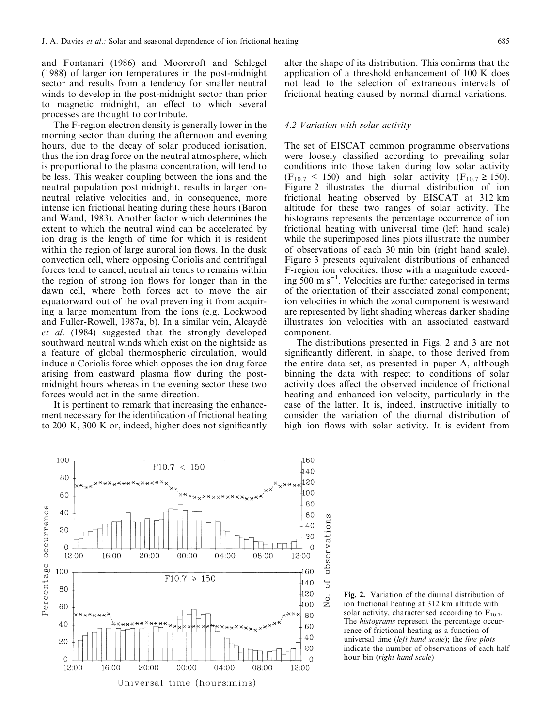and Fontanari (1986) and Moorcroft and Schlegel (1988) of larger ion temperatures in the post-midnight sector and results from a tendency for smaller neutral winds to develop in the post-midnight sector than prior to magnetic midnight, an effect to which several processes are thought to contribute.

The F-region electron density is generally lower in the morning sector than during the afternoon and evening hours, due to the decay of solar produced ionisation, thus the ion drag force on the neutral atmosphere, which is proportional to the plasma concentration, will tend to be less. This weaker coupling between the ions and the neutral population post midnight, results in larger ion-neutral relative velocities and, in consequence, more intense ion frictional heating during these hours (Baron and Wand, 1983). Another factor which determines the extent to which the neutral wind can be accelerated by ion drag is the length of time for which it is resident within the region of large auroral ion flows. In the dusk convection cell, where opposing Coriolis and centrifugal forces tend to cancel, neutral air tends to remains within the region of strong ion flows for longer than in the dawn cell, where both forces act to move the air equatorward out of the oval preventing it from acquiring a large momentum from the ions (e.g. Lockwood and Fuller-Rowell, 1987a, b). In a similar vein, Alcaydé *et al*. (1984) suggested that the strongly developed southward neutral winds which exist on the nightside as a feature of global thermospheric circulation, would induce a Coriolis force which opposes the ion drag force arising from eastward plasma flow during the post-midnight hours whereas in the evening sector these two forces would act in the same direction.

It is pertinent to remark that increasing the enhancement necessary for the identification of frictional heating to 200 K, 300 K or, indeed, higher does not significantly alter the shape of its distribution. This confirms that the application of a threshold enhancement of 100 K does not lead to the selection of extraneous intervals of frictional heating caused by normal diurnal variations.

### 4.2 Variation with solar activity

The set of EISCAT common programme observations were loosely classified according to prevailing solar conditions into those taken during low solar activity ($F_{10.7} < 150$) and high solar activity ($F_{10.7} \geq 150$). Figure 2 illustrates the diurnal distribution of ion frictional heating observed by EISCAT at 312 km altitude for these two ranges of solar activity. The histograms represents the percentage occurrence of ion frictional heating with universal time (left hand scale) while the superimposed lines plots illustrate the number of observations of each 30 min bin (right hand scale). Figure 3 presents equivalent distributions of enhanced F-region ion velocities, those with a magnitude exceeding 500 m s$^{-1}$. Velocities are further categorised in terms of the orientation of their associated zonal component; ion velocities in which the zonal component is westward are represented by light shading whereas darker shading illustrates ion velocities with an associated eastward component.

The distributions presented in Figs. 2 and 3 are not significantly different, in shape, to those derived from the entire data set, as presented in paper A, although binning the data with respect to conditions of solar activity does affect the observed incidence of frictional heating and enhanced ion velocity, particularly in the case of the latter. It is, indeed, instructive initially to consider the variation of the diurnal distribution of high ion flows with solar activity. It is evident from

**Fig. 2.** Variation of the diurnal distribution of ion frictional heating at 312 km altitude with solar activity, characterised according to $F_{10.7}$. The *histograms* represent the percentage occurrence of frictional heating as a function of universal time (*left hand scale*); the *line plots* indicate the number of observations of each half hour bin (*right hand scale*)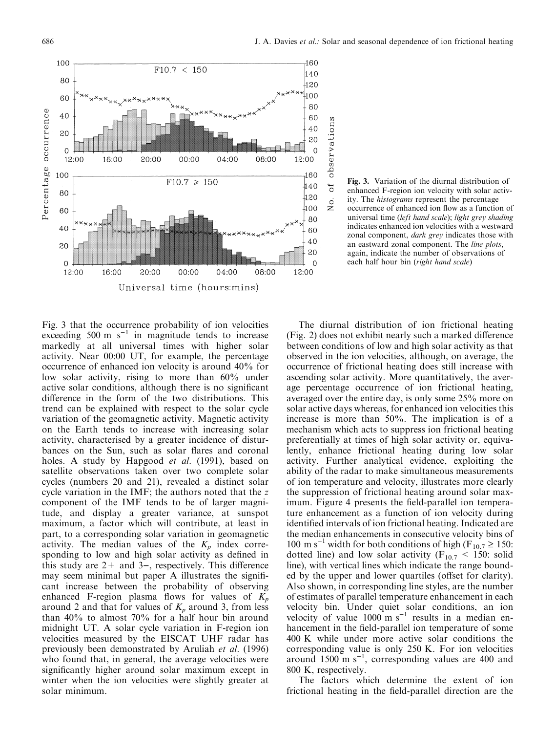Fig. 3. Variation of the diurnal distribution of enhanced F-region ion velocity with solar activity. The *histograms* represent the percentage occurrence of enhanced ion flow as a function of universal time (*left hand scale*); *light grey shading* indicates enhanced ion velocities with a westward zonal component, *dark grey* indicates those with an eastward zonal component. The *line plots*, again, indicate the number of observations of each half hour bin (*right hand scale*)

Fig. 3 that the occurrence probability of ion velocities exceeding 500 m s$^{-1}$ in magnitude tends to increase markedly at all universal times with higher solar activity. Near 00:00 UT, for example, the percentage occurrence of enhanced ion velocity is around 40% for low solar activity, rising to more than 60% under active solar conditions, although there is no significant difference in the form of the two distributions. This trend can be explained with respect to the solar cycle variation of the geomagnetic activity. Magnetic activity on the Earth tends to increase with increasing solar activity, characterised by a greater incidence of disturbances on the Sun, such as solar flares and coronal holes. A study by Hapgood *et al*. (1991), based on satellite observations taken over two complete solar cycles (numbers 20 and 21), revealed a distinct solar cycle variation in the IMF; the authors noted that the *z* component of the IMF tends to be of larger magnitude, and display a greater variance, at sunspot maximum, a factor which will contribute, at least in part, to a corresponding solar variation in geomagnetic activity. The median values of the $K_p$ index corresponding to low and high solar activity as defined in this study are 2+ and 3−, respectively. This difference may seem minimal but paper A illustrates the significant increase between the probability of observing enhanced F-region plasma flows for values of $K_p$ around 2 and that for values of $K_p$ around 3, from less than 40% to almost 70% for a half hour bin around midnight UT. A solar cycle variation in F-region ion velocities measured by the EISCAT UHF radar has previously been demonstrated by Aruliah *et al*. (1996) who found that, in general, the average velocities were significantly higher around solar maximum except in winter when the ion velocities were slightly greater at solar minimum.

The diurnal distribution of ion frictional heating (Fig. 2) does not exhibit nearly such a marked difference between conditions of low and high solar activity as that observed in the ion velocities, although, on average, the occurrence of frictional heating does still increase with ascending solar activity. More quantitatively, the average percentage occurrence of ion frictional heating, averaged over the entire day, is only some 25% more on solar active days whereas, for enhanced ion velocities this increase is more than 50%. The implication is of a mechanism which acts to suppress ion frictional heating preferentially at times of high solar activity or, equivalently, enhance frictional heating during low solar activity. Further analytical evidence, exploiting the ability of the radar to make simultaneous measurements of ion temperature and velocity, illustrates more clearly the suppression of frictional heating around solar maximum. Figure 4 presents the field-parallel ion temperature enhancement as a function of ion velocity during identified intervals of ion frictional heating. Indicated are the median enhancements in consecutive velocity bins of 100 m s$^{-1}$ width for both conditions of high ($F_{10.7} \geq 150$: dotted line) and low solar activity ($F_{10.7} < 150$: solid line), with vertical lines which indicate the range bounded by the upper and lower quartiles (offset for clarity). Also shown, in corresponding line styles, are the number of estimates of parallel temperature enhancement in each velocity bin. Under quiet solar conditions, an ion velocity of value 1000 m s$^{-1}$ results in a median enhancement in the field-parallel ion temperature of some 400 K while under more active solar conditions the corresponding value is only 250 K. For ion velocities around 1500 m s$^{-1}$, corresponding values are 400 and 800 K, respectively.

The factors which determine the extent of ion frictional heating in the field-parallel direction are the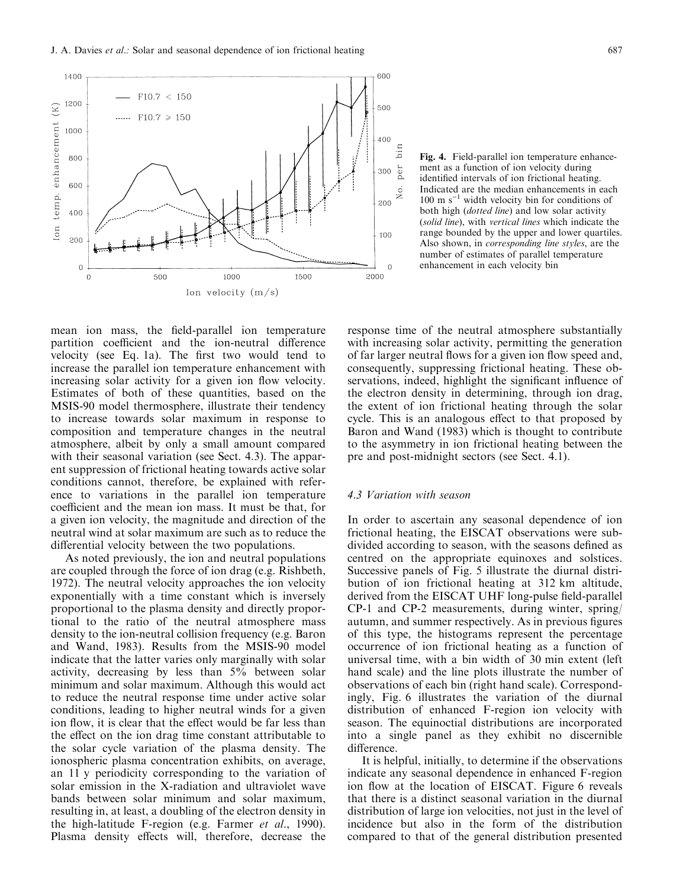Fig. 4. Field-parallel ion temperature enhancement as a function of ion velocity during identified intervals of ion frictional heating. Indicated are the median enhancements in each 100 m s$^{-1}$ width velocity bin for conditions of both high (*dotted line*) and low solar activity (*solid line*), with *vertical lines* which indicate the range bounded by the upper and lower quartiles. Also shown, in *corresponding line styles*, are the number of estimates of parallel temperature enhancement in each velocity bin

mean ion mass, the field-parallel ion temperature partition coefficient and the ion-neutral difference velocity (see Eq. 1a). The first two would tend to increase the parallel ion temperature enhancement with increasing solar activity for a given ion flow velocity. Estimates of both of these quantities, based on the MSIS-90 model thermosphere, illustrate their tendency to increase towards solar maximum in response to composition and temperature changes in the neutral atmosphere, albeit by only a small amount compared with their seasonal variation (see Sect. 4.3). The apparent suppression of frictional heating towards active solar conditions cannot, therefore, be explained with reference to variations in the parallel ion temperature coefficient and the mean ion mass. It must be that, for a given ion velocity, the magnitude and direction of the neutral wind at solar maximum are such as to reduce the differential velocity between the two populations.

As noted previously, the ion and neutral populations are coupled through the force of ion drag (e.g. Rishbeth, 1972). The neutral velocity approaches the ion velocity exponentially with a time constant which is inversely proportional to the plasma density and directly proportional to the ratio of the neutral atmosphere mass density to the ion-neutral collision frequency (e.g. Baron and Wand, 1983). Results from the MSIS-90 model indicate that the latter varies only marginally with solar activity, decreasing by less than 5% between solar minimum and solar maximum. Although this would act to reduce the neutral response time under active solar conditions, leading to higher neutral winds for a given ion flow, it is clear that the effect would be far less than the effect on the ion drag time constant attributable to the solar cycle variation of the plasma density. The ionospheric plasma concentration exhibits, on average, an 11 y periodicity corresponding to the variation of solar emission in the X-radiation and ultraviolet wave bands between solar minimum and solar maximum, resulting in, at least, a doubling of the electron density in the high-latitude F-region (e.g. Farmer *et al*., 1990). Plasma density effects will, therefore, decrease the response time of the neutral atmosphere substantially with increasing solar activity, permitting the generation of far larger neutral flows for a given ion flow speed and, consequently, suppressing frictional heating. These observations, indeed, highlight the significant influence of the electron density in determining, through ion drag, the extent of ion frictional heating through the solar cycle. This is an analogous effect to that proposed by Baron and Wand (1983) which is thought to contribute to the asymmetry in ion frictional heating between the pre and post-midnight sectors (see Sect. 4.1).

### 4.3 Variation with season

In order to ascertain any seasonal dependence of ion frictional heating, the EISCAT observations were subdivided according to season, with the seasons defined as centred on the appropriate equinoxes and solstices. Successive panels of Fig. 5 illustrate the diurnal distribution of ion frictional heating at 312 km altitude, derived from the EISCAT UHF long-pulse field-parallel CP-1 and CP-2 measurements, during winter, spring/autumn, and summer respectively. As in previous figures of this type, the histograms represent the percentage occurrence of ion frictional heating as a function of universal time, with a bin width of 30 min extent (left hand scale) and the line plots illustrate the number of observations of each bin (right hand scale). Correspondingly, Fig. 6 illustrates the variation of the diurnal distribution of enhanced F-region ion velocity with season. The equinoctial distributions are incorporated into a single panel as they exhibit no discernible difference.

It is helpful, initially, to determine if the observations indicate any seasonal dependence in enhanced F-region ion flow at the location of EISCAT. Figure 6 reveals that there is a distinct seasonal variation in the diurnal distribution of large ion velocities, not just in the level of incidence but also in the form of the distribution compared to that of the general distribution presented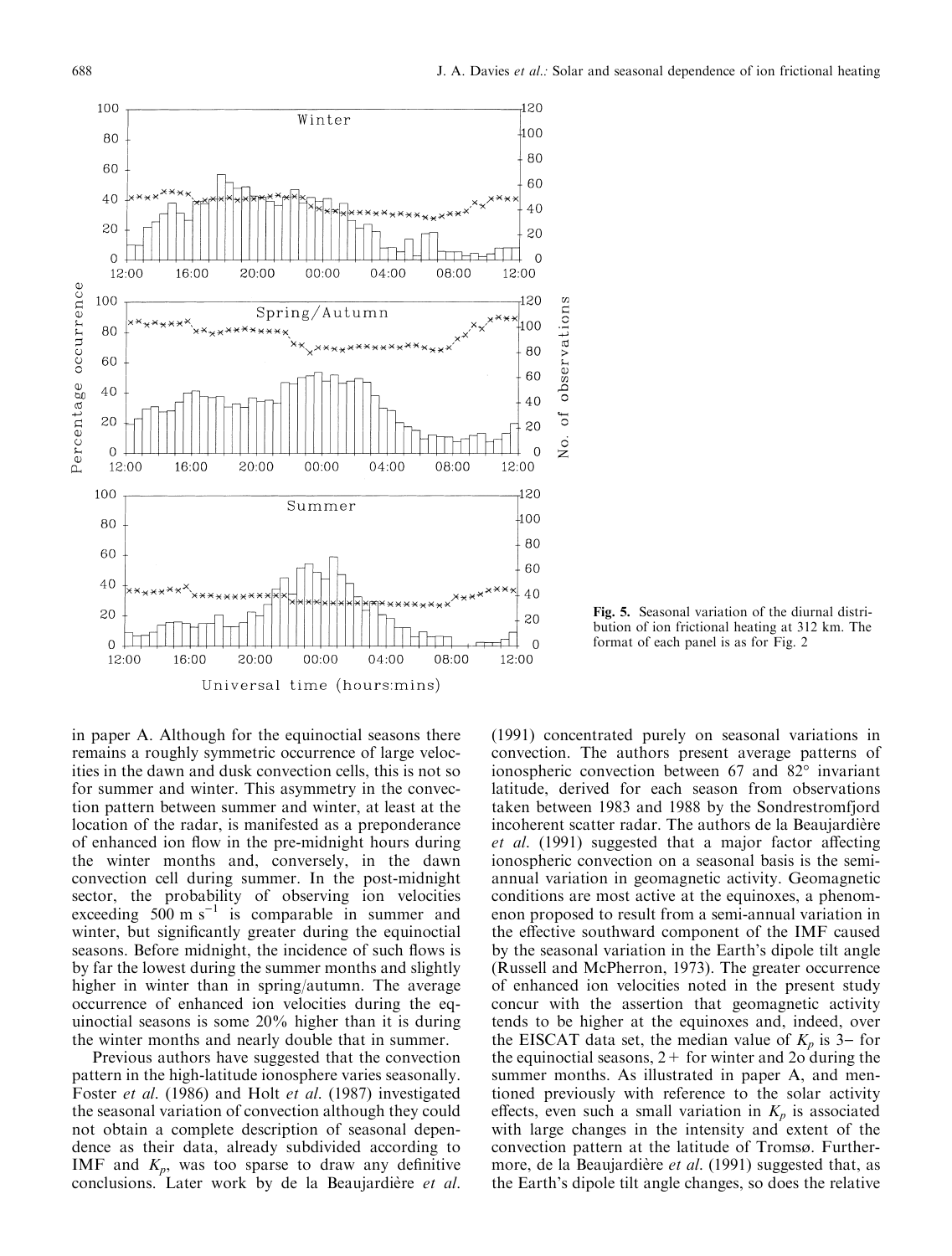Fig. 5. Seasonal variation of the diurnal distribution of ion frictional heating at 312 km. The format of each panel is as for Fig. 2

in paper A. Although for the equinoctial seasons there remains a roughly symmetric occurrence of large velocities in the dawn and dusk convection cells, this is not so for summer and winter. This asymmetry in the convection pattern between summer and winter, at least at the location of the radar, is manifested as a preponderance of enhanced ion flow in the pre-midnight hours during the winter months and, conversely, in the dawn convection cell during summer. In the post-midnight sector, the probability of observing ion velocities exceeding 500 m s$^{-1}$ is comparable in summer and winter, but significantly greater during the equinoctial seasons. Before midnight, the incidence of such flows is by far the lowest during the summer months and slightly higher in winter than in spring/autumn. The average occurrence of enhanced ion velocities during the equinoctial seasons is some 20% higher than it is during the winter months and nearly double that in summer.

Previous authors have suggested that the convection pattern in the high-latitude ionosphere varies seasonally. Foster *et al.* (1986) and Holt *et al.* (1987) investigated the seasonal variation of convection although they could not obtain a complete description of seasonal dependence as their data, already subdivided according to IMF and $K_p$, was too sparse to draw any definitive conclusions. Later work by de la Beaujardière *et al.* (1991) concentrated purely on seasonal variations in convection. The authors present average patterns of ionospheric convection between 67 and 82° invariant latitude, derived for each season from observations taken between 1983 and 1988 by the Sondrestromfjord incoherent scatter radar. The authors de la Beaujardière *et al.* (1991) suggested that a major factor affecting ionospheric convection on a seasonal basis is the semi-annual variation in geomagnetic activity. Geomagnetic conditions are most active at the equinoxes, a phenomenon proposed to result from a semi-annual variation in the effective southward component of the IMF caused by the seasonal variation in the Earth's dipole tilt angle (Russell and McPherron, 1973). The greater occurrence of enhanced ion velocities noted in the present study concur with the assertion that geomagnetic activity tends to be higher at the equinoxes and, indeed, over the EISCAT data set, the median value of $K_p$ is 3− for the equinoctial seasons, 2+ for winter and 2o during the summer months. As illustrated in paper A, and mentioned previously with reference to the solar activity effects, even such a small variation in $K_p$ is associated with large changes in the intensity and extent of the convection pattern at the latitude of Tromsø. Furthermore, de la Beaujardière *et al.* (1991) suggested that, as the Earth's dipole tilt angle changes, so does the relative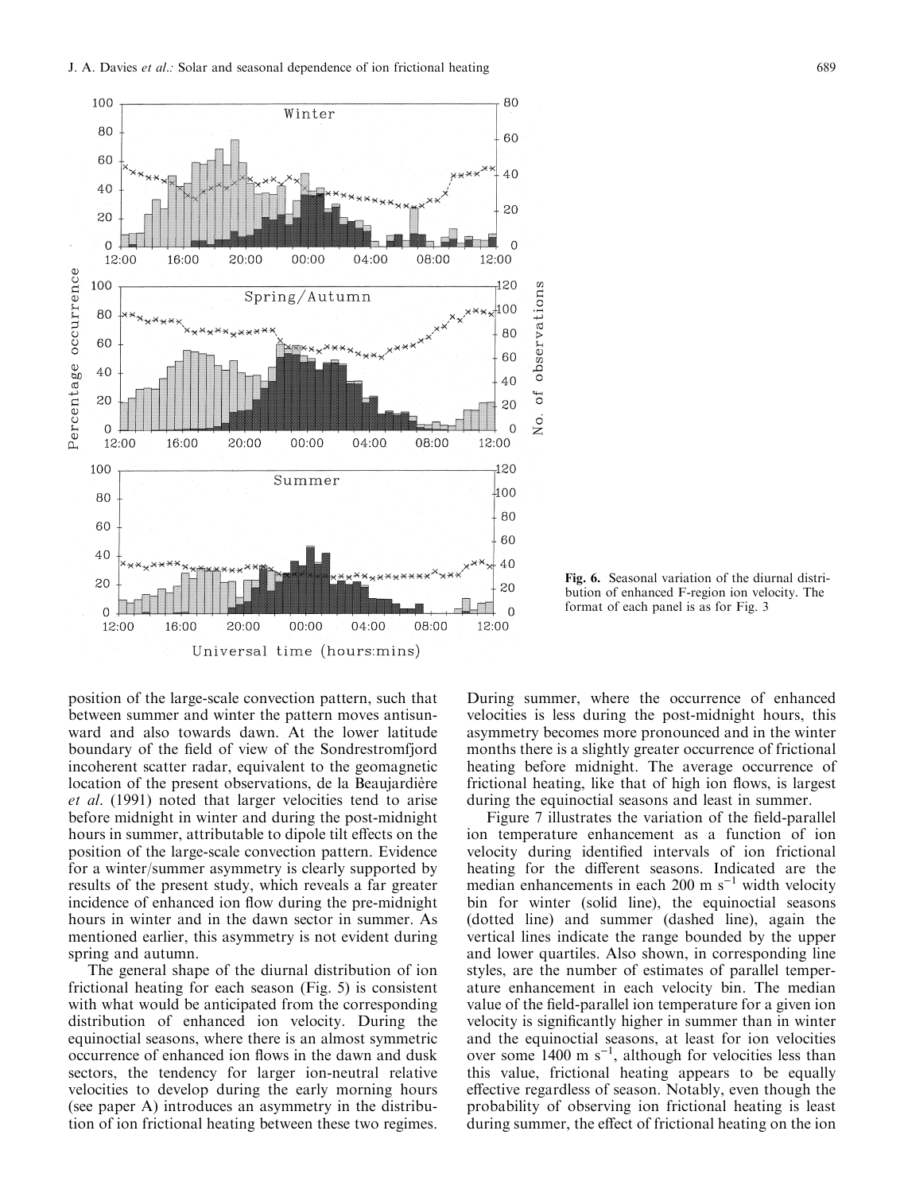Fig. 6. Seasonal variation of the diurnal distribution of enhanced F-region ion velocity. The format of each panel is as for Fig. 3

position of the large-scale convection pattern, such that between summer and winter the pattern moves antisunward and also towards dawn. At the lower latitude boundary of the field of view of the Sondrestromfjord incoherent scatter radar, equivalent to the geomagnetic location of the present observations, de la Beaujardière *et al*. (1991) noted that larger velocities tend to arise before midnight in winter and during the post-midnight hours in summer, attributable to dipole tilt effects on the position of the large-scale convection pattern. Evidence for a winter/summer asymmetry is clearly supported by results of the present study, which reveals a far greater incidence of enhanced ion flow during the pre-midnight hours in winter and in the dawn sector in summer. As mentioned earlier, this asymmetry is not evident during spring and autumn.

The general shape of the diurnal distribution of ion frictional heating for each season (Fig. 5) is consistent with what would be anticipated from the corresponding distribution of enhanced ion velocity. During the equinoctial seasons, where there is an almost symmetric occurrence of enhanced ion flows in the dawn and dusk sectors, the tendency for larger ion-neutral relative velocities to develop during the early morning hours (see paper A) introduces an asymmetry in the distribution of ion frictional heating between these two regimes. During summer, where the occurrence of enhanced velocities is less during the post-midnight hours, this asymmetry becomes more pronounced and in the winter months there is a slightly greater occurrence of frictional heating before midnight. The average occurrence of frictional heating, like that of high ion flows, is largest during the equinoctial seasons and least in summer.

Figure 7 illustrates the variation of the field-parallel ion temperature enhancement as a function of ion velocity during identified intervals of ion frictional heating for the different seasons. Indicated are the median enhancements in each 200 m s$^{-1}$ width velocity bin for winter (solid line), the equinoctial seasons (dotted line) and summer (dashed line), again the vertical lines indicate the range bounded by the upper and lower quartiles. Also shown, in corresponding line styles, are the number of estimates of parallel temperature enhancement in each velocity bin. The median value of the field-parallel ion temperature for a given ion velocity is significantly higher in summer than in winter and the equinoctial seasons, at least for ion velocities over some 1400 m s$^{-1}$, although for velocities less than this value, frictional heating appears to be equally effective regardless of season. Notably, even though the probability of observing ion frictional heating is least during summer, the effect of frictional heating on the ion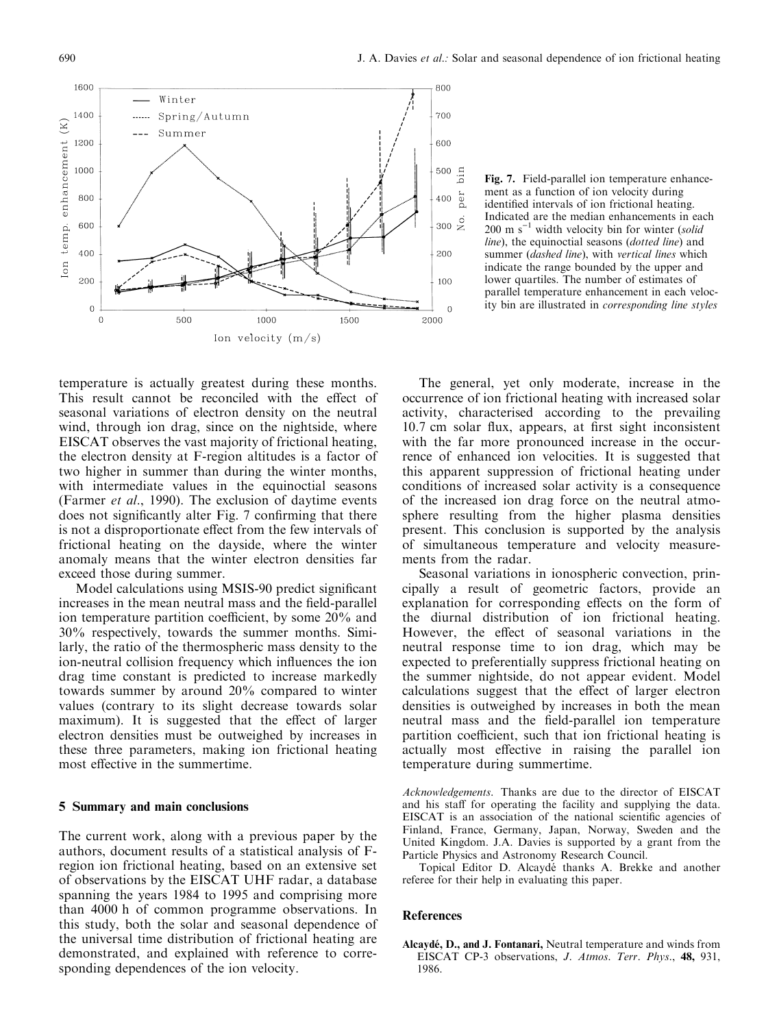Fig. 7. Field-parallel ion temperature enhancement as a function of ion velocity during identified intervals of ion frictional heating. Indicated are the median enhancements in each 200 m s$^{-1}$ width velocity bin for winter (*solid line*), the equinoctial seasons (*dotted line*) and summer (*dashed line*), with *vertical lines* which indicate the range bounded by the upper and lower quartiles. The number of estimates of parallel temperature enhancement in each velocity bin are illustrated in *corresponding line styles*

temperature is actually greatest during these months. This result cannot be reconciled with the effect of seasonal variations of electron density on the neutral wind, through ion drag, since on the nightside, where EISCAT observes the vast majority of frictional heating, the electron density at F-region altitudes is a factor of two higher in summer than during the winter months, with intermediate values in the equinoctial seasons (Farmer *et al.*, 1990). The exclusion of daytime events does not significantly alter Fig. 7 confirming that there is not a disproportionate effect from the few intervals of frictional heating on the dayside, where the winter anomaly means that the winter electron densities far exceed those during summer.

Model calculations using MSIS-90 predict significant increases in the mean neutral mass and the field-parallel ion temperature partition coefficient, by some 20% and 30% respectively, towards the summer months. Similarly, the ratio of the thermospheric mass density to the ion-neutral collision frequency which influences the ion drag time constant is predicted to increase markedly towards summer by around 20% compared to winter values (contrary to its slight decrease towards solar maximum). It is suggested that the effect of larger electron densities must be outweighed by increases in these three parameters, making ion frictional heating most effective in the summertime.

## 5 Summary and main conclusions

The current work, along with a previous paper by the authors, document results of a statistical analysis of F-region ion frictional heating, based on an extensive set of observations by the EISCAT UHF radar, a database spanning the years 1984 to 1995 and comprising more than 4000 h of common programme observations. In this study, both the solar and seasonal dependence of the universal time distribution of frictional heating are demonstrated, and explained with reference to corresponding dependences of the ion velocity.

The general, yet only moderate, increase in the occurrence of ion frictional heating with increased solar activity, characterised according to the prevailing 10.7 cm solar flux, appears, at first sight inconsistent with the far more pronounced increase in the occurrence of enhanced ion velocities. It is suggested that this apparent suppression of frictional heating under conditions of increased solar activity is a consequence of the increased ion drag force on the neutral atmosphere resulting from the higher plasma densities present. This conclusion is supported by the analysis of simultaneous temperature and velocity measurements from the radar.

Seasonal variations in ionospheric convection, principally a result of geometric factors, provide an explanation for corresponding effects on the form of the diurnal distribution of ion frictional heating. However, the effect of seasonal variations in the neutral response time to ion drag, which may be expected to preferentially suppress frictional heating on the summer nightside, do not appear evident. Model calculations suggest that the effect of larger electron densities is outweighed by increases in both the mean neutral mass and the field-parallel ion temperature partition coefficient, such that ion frictional heating is actually most effective in raising the parallel ion temperature during summertime.

*Acknowledgements.* Thanks are due to the director of EISCAT and his staff for operating the facility and supplying the data. EISCAT is an association of the national scientific agencies of Finland, France, Germany, Japan, Norway, Sweden and the United Kingdom. J.A. Davies is supported by a grant from the Particle Physics and Astronomy Research Council.

Topical Editor D. Alcaydé thanks A. Brekke and another referee for their help in evaluating this paper.

## References

**Alcaydé, D., and J. Fontanari,** Neutral temperature and winds from EISCAT CP-3 observations, *J. Atmos. Terr. Phys.*, **48,** 931, 1986.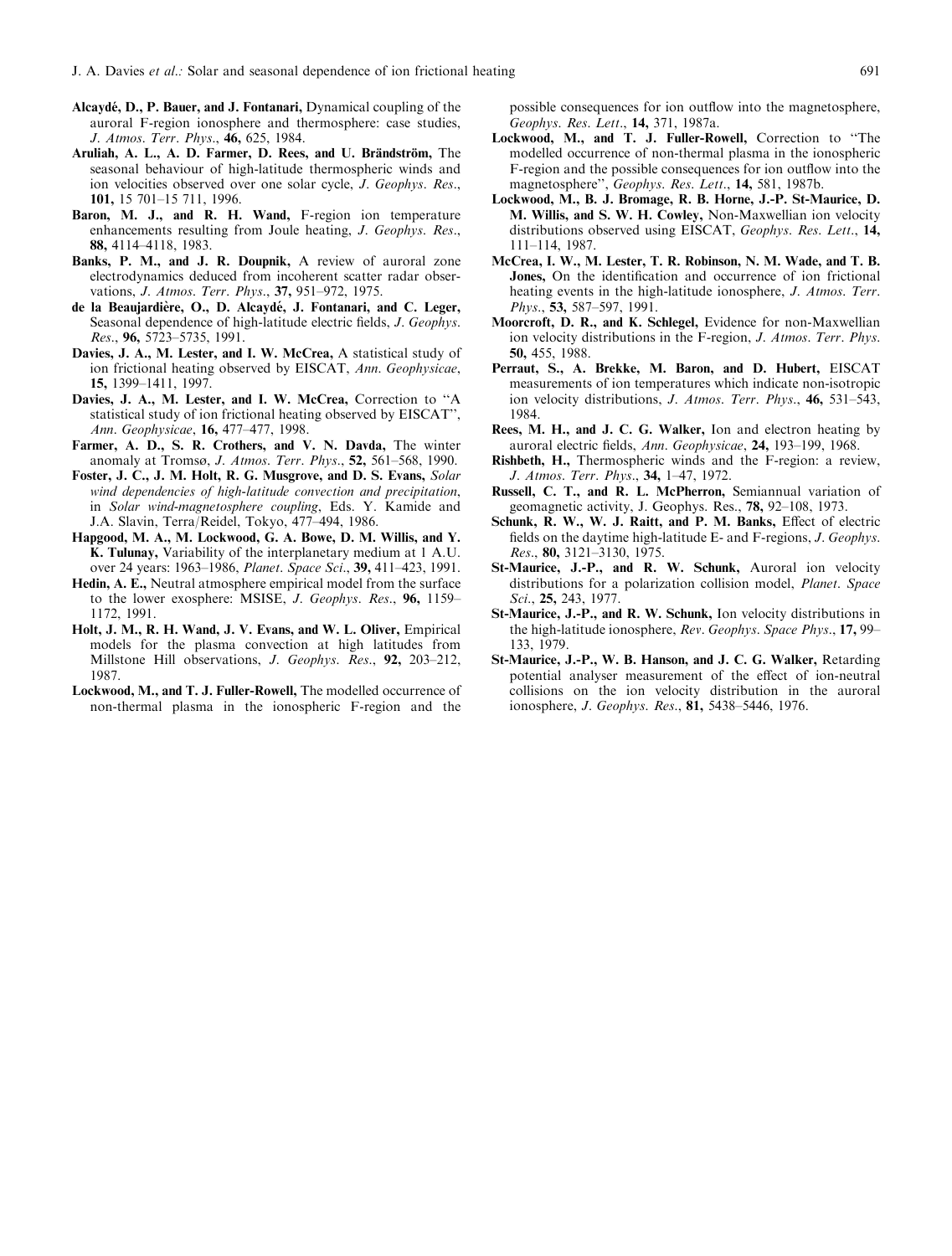**Alcaydé, D., P. Bauer, and J. Fontanari,** Dynamical coupling of the auroral F-region ionosphere and thermosphere: case studies, *J. Atmos. Terr. Phys.*, **46,** 625, 1984.

**Aruliah, A. L., A. D. Farmer, D. Rees, and U. Brändström,** The seasonal behaviour of high-latitude thermospheric winds and ion velocities observed over one solar cycle, *J. Geophys. Res.*, **101,** 15 701–15 711, 1996.

**Baron, M. J., and R. H. Wand,** F-region ion temperature enhancements resulting from Joule heating, *J. Geophys. Res.*, **88,** 4114–4118, 1983.

**Banks, P. M., and J. R. Doupnik,** A review of auroral zone electrodynamics deduced from incoherent scatter radar observations, *J. Atmos. Terr. Phys.*, **37,** 951–972, 1975.

**de la Beaujardière, O., D. Alcaydé, J. Fontanari, and C. Leger,** Seasonal dependence of high-latitude electric fields, *J. Geophys. Res.*, **96,** 5723–5735, 1991.

**Davies, J. A., M. Lester, and I. W. McCrea,** A statistical study of ion frictional heating observed by EISCAT, *Ann. Geophysicae*, **15,** 1399–1411, 1997.

**Davies, J. A., M. Lester, and I. W. McCrea,** Correction to "A statistical study of ion frictional heating observed by EISCAT", *Ann. Geophysicae*, **16,** 477–477, 1998.

**Farmer, A. D., S. R. Crothers, and V. N. Davda,** The winter anomaly at Tromsø, *J. Atmos. Terr. Phys.*, **52,** 561–568, 1990.

**Foster, J. C., J. M. Holt, R. G. Musgrove, and D. S. Evans,** *Solar wind dependencies of high-latitude convection and precipitation*, in *Solar wind-magnetosphere coupling*, Eds. Y. Kamide and J.A. Slavin, Terra/Reidel, Tokyo, 477–494, 1986.

**Hapgood, M. A., M. Lockwood, G. A. Bowe, D. M. Willis, and Y. K. Tulunay,** Variability of the interplanetary medium at 1 A.U. over 24 years: 1963–1986, *Planet. Space Sci.*, **39,** 411–423, 1991.

**Hedin, A. E.,** Neutral atmosphere empirical model from the surface to the lower exosphere: MSISE, *J. Geophys. Res.*, **96,** 1159–1172, 1991.

**Holt, J. M., R. H. Wand, J. V. Evans, and W. L. Oliver,** Empirical models for the plasma convection at high latitudes from Millstone Hill observations, *J. Geophys. Res.*, **92,** 203–212, 1987.

**Lockwood, M., and T. J. Fuller-Rowell,** The modelled occurrence of non-thermal plasma in the ionospheric F-region and the possible consequences for ion outflow into the magnetosphere, *Geophys. Res. Lett.*, **14,** 371, 1987a.

**Lockwood, M., and T. J. Fuller-Rowell,** Correction to "The modelled occurrence of non-thermal plasma in the ionospheric F-region and the possible consequences for ion outflow into the magnetosphere", *Geophys. Res. Lett.*, **14,** 581, 1987b.

**Lockwood, M., B. J. Bromage, R. B. Horne, J.-P. St-Maurice, D. M. Willis, and S. W. H. Cowley,** Non-Maxwellian ion velocity distributions observed using EISCAT, *Geophys. Res. Lett.*, **14,** 111–114, 1987.

**McCrea, I. W., M. Lester, T. R. Robinson, N. M. Wade, and T. B. Jones,** On the identification and occurrence of ion frictional heating events in the high-latitude ionosphere, *J. Atmos. Terr. Phys.*, **53,** 587–597, 1991.

**Moorcroft, D. R., and K. Schlegel,** Evidence for non-Maxwellian ion velocity distributions in the F-region, *J. Atmos. Terr. Phys.* **50,** 455, 1988.

**Perraut, S., A. Brekke, M. Baron, and D. Hubert,** EISCAT measurements of ion temperatures which indicate non-isotropic ion velocity distributions, *J. Atmos. Terr. Phys.*, **46,** 531–543, 1984.

**Rees, M. H., and J. C. G. Walker,** Ion and electron heating by auroral electric fields, *Ann. Geophysicae*, **24,** 193–199, 1968.

**Rishbeth, H.,** Thermospheric winds and the F-region: a review, *J. Atmos. Terr. Phys.*, **34,** 1–47, 1972.

**Russell, C. T., and R. L. McPherron,** Semiannual variation of geomagnetic activity, J. Geophys. Res., **78,** 92–108, 1973.

**Schunk, R. W., W. J. Raitt, and P. M. Banks,** Effect of electric fields on the daytime high-latitude E- and F-regions, *J. Geophys. Res.*, **80,** 3121–3130, 1975.

**St-Maurice, J.-P., and R. W. Schunk,** Auroral ion velocity distributions for a polarization collision model, *Planet. Space Sci.*, **25,** 243, 1977.

**St-Maurice, J.-P., and R. W. Schunk,** Ion velocity distributions in the high-latitude ionosphere, *Rev. Geophys. Space Phys.*, **17,** 99–133, 1979.

**St-Maurice, J.-P., W. B. Hanson, and J. C. G. Walker,** Retarding potential analyser measurement of the effect of ion-neutral collisions on the ion velocity distribution in the auroral ionosphere, *J. Geophys. Res.*, **81,** 5438–5446, 1976.